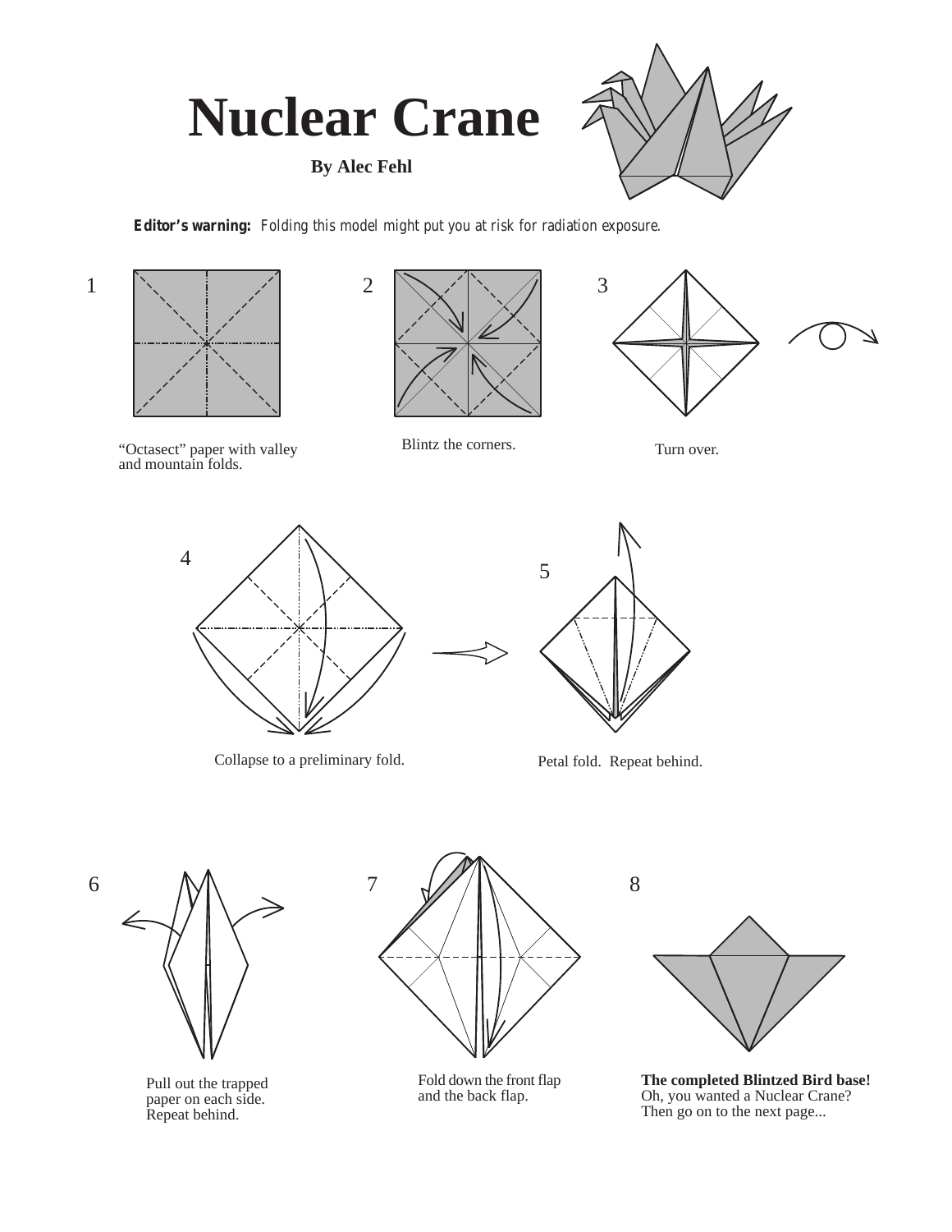# Nuclear Crane

**By Alec Fehl**

**Editor's warning:** *Folding this model might put you at risk for radiation exposure.*

1

"Octasect" paper with valley and mountain folds.

2

Blintz the corners.

3

Turn over.

4

Collapse to a preliminary fold.

5

Petal fold. Repeat behind.

6

Pull out the trapped paper on each side. Repeat behind.

7

Fold down the front flap and the back flap.

8

**The completed Blintzed Bird base!**
Oh, you wanted a Nuclear Crane? Then go on to the next page...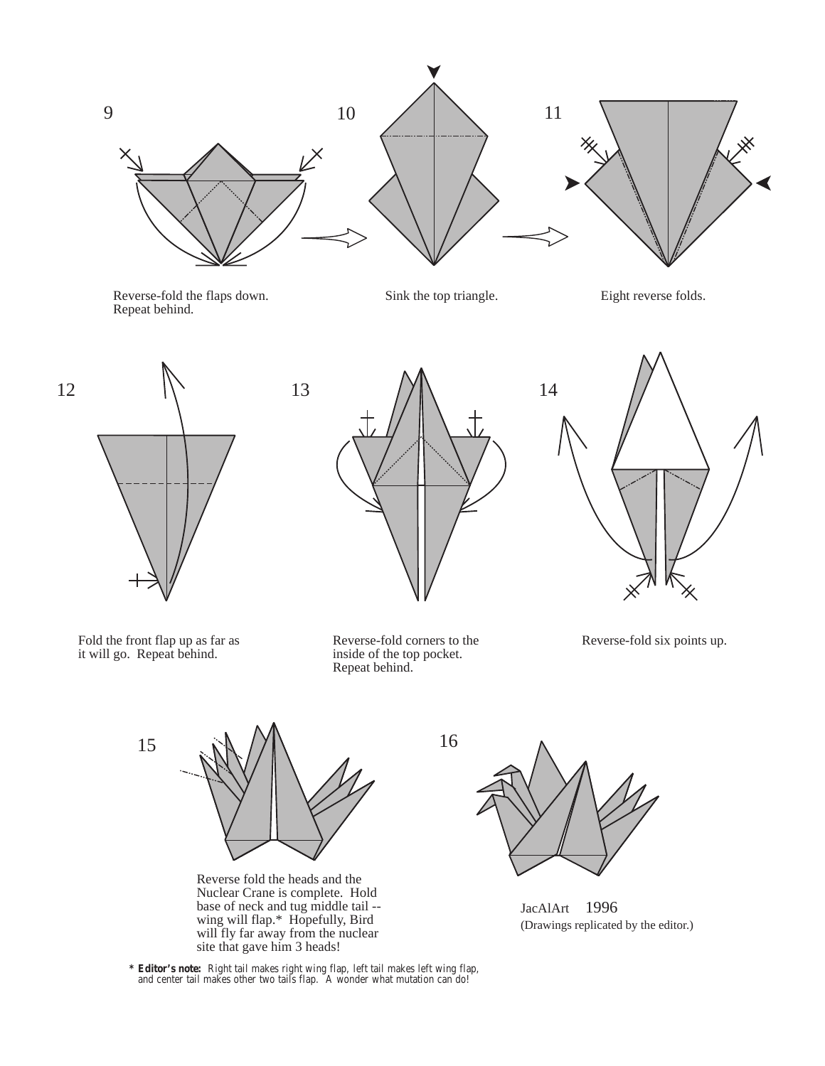9

Reverse-fold the flaps down.
Repeat behind.

10

Sink the top triangle.

11

Eight reverse folds.

12

Fold the front flap up as far as it will go. Repeat behind.

13

Reverse-fold corners to the inside of the top pocket.
Repeat behind.

14

Reverse-fold six points up.

15

Reverse fold the heads and the Nuclear Crane is complete. Hold base of neck and tug middle tail -- wing will flap.* Hopefully, Bird will fly far away from the nuclear site that gave him 3 heads!

16

JacAlArt 1996
(Drawings replicated by the editor.)

* ***Editor's note:*** *Right tail makes right wing flap, left tail makes left wing flap, and center tail makes other two tails flap. A wonder what mutation can do!*